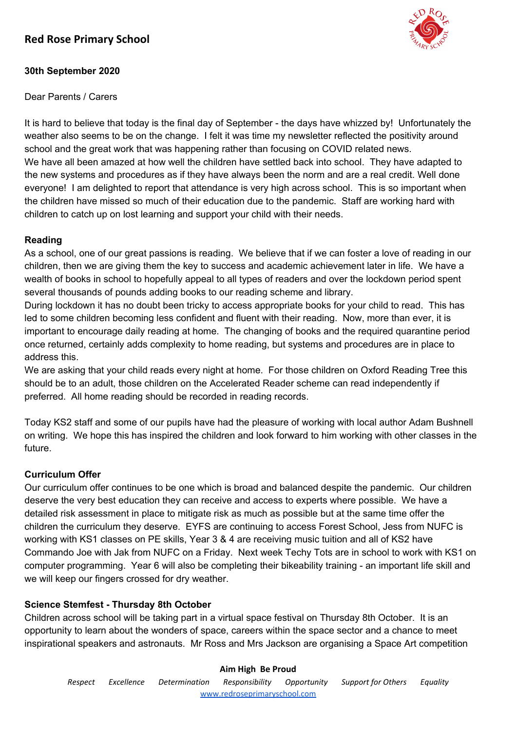# Red Rose Primary School

**30th September 2020**

Dear Parents / Carers

It is hard to believe that today is the final day of September - the days have whizzed by! Unfortunately the weather also seems to be on the change. I felt it was time my newsletter reflected the positivity around school and the great work that was happening rather than focusing on COVID related news.
We have all been amazed at how well the children have settled back into school. They have adapted to the new systems and procedures as if they have always been the norm and are a real credit. Well done everyone! I am delighted to report that attendance is very high across school. This is so important when the children have missed so much of their education due to the pandemic. Staff are working hard with children to catch up on lost learning and support your child with their needs.

**Reading**

As a school, one of our great passions is reading. We believe that if we can foster a love of reading in our children, then we are giving them the key to success and academic achievement later in life. We have a wealth of books in school to hopefully appeal to all types of readers and over the lockdown period spent several thousands of pounds adding books to our reading scheme and library.
During lockdown it has no doubt been tricky to access appropriate books for your child to read. This has led to some children becoming less confident and fluent with their reading. Now, more than ever, it is important to encourage daily reading at home. The changing of books and the required quarantine period once returned, certainly adds complexity to home reading, but systems and procedures are in place to address this.
We are asking that your child reads every night at home. For those children on Oxford Reading Tree this should be to an adult, those children on the Accelerated Reader scheme can read independently if preferred. All home reading should be recorded in reading records.

Today KS2 staff and some of our pupils have had the pleasure of working with local author Adam Bushnell on writing. We hope this has inspired the children and look forward to him working with other classes in the future.

**Curriculum Offer**

Our curriculum offer continues to be one which is broad and balanced despite the pandemic. Our children deserve the very best education they can receive and access to experts where possible. We have a detailed risk assessment in place to mitigate risk as much as possible but at the same time offer the children the curriculum they deserve. EYFS are continuing to access Forest School, Jess from NUFC is working with KS1 classes on PE skills, Year 3 & 4 are receiving music tuition and all of KS2 have Commando Joe with Jak from NUFC on a Friday. Next week Techy Tots are in school to work with KS1 on computer programming. Year 6 will also be completing their bikeability training - an important life skill and we will keep our fingers crossed for dry weather.

**Science Stemfest - Thursday 8th October**

Children across school will be taking part in a virtual space festival on Thursday 8th October. It is an opportunity to learn about the wonders of space, careers within the space sector and a chance to meet inspirational speakers and astronauts. Mr Ross and Mrs Jackson are organising a Space Art competition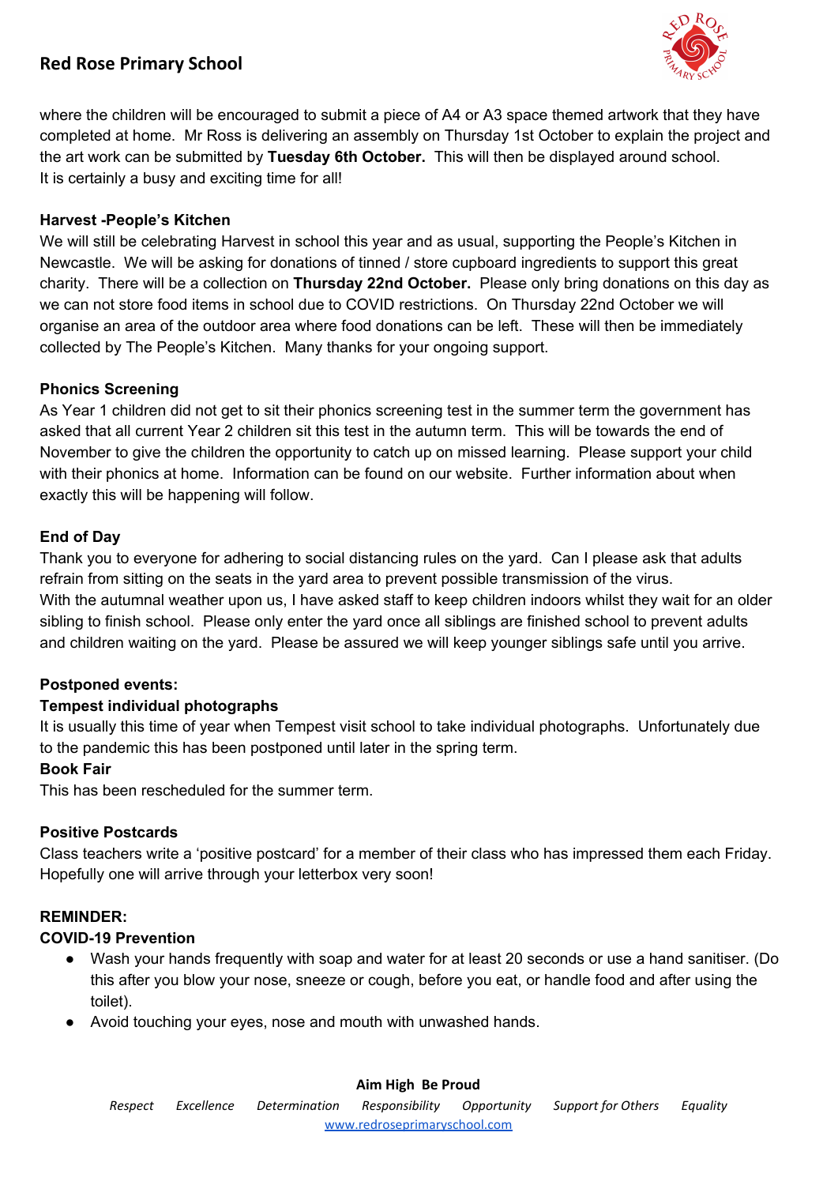where the children will be encouraged to submit a piece of A4 or A3 space themed artwork that they have completed at home. Mr Ross is delivering an assembly on Thursday 1st October to explain the project and the art work can be submitted by **Tuesday 6th October.** This will then be displayed around school.
It is certainly a busy and exciting time for all!

**Harvest -People's Kitchen**
We will still be celebrating Harvest in school this year and as usual, supporting the People's Kitchen in Newcastle. We will be asking for donations of tinned / store cupboard ingredients to support this great charity. There will be a collection on **Thursday 22nd October.** Please only bring donations on this day as we can not store food items in school due to COVID restrictions. On Thursday 22nd October we will organise an area of the outdoor area where food donations can be left. These will then be immediately collected by The People's Kitchen. Many thanks for your ongoing support.

**Phonics Screening**
As Year 1 children did not get to sit their phonics screening test in the summer term the government has asked that all current Year 2 children sit this test in the autumn term. This will be towards the end of November to give the children the opportunity to catch up on missed learning. Please support your child with their phonics at home. Information can be found on our website. Further information about when exactly this will be happening will follow.

**End of Day**
Thank you to everyone for adhering to social distancing rules on the yard. Can I please ask that adults refrain from sitting on the seats in the yard area to prevent possible transmission of the virus.
With the autumnal weather upon us, I have asked staff to keep children indoors whilst they wait for an older sibling to finish school. Please only enter the yard once all siblings are finished school to prevent adults and children waiting on the yard. Please be assured we will keep younger siblings safe until you arrive.

**Postponed events:**
**Tempest individual photographs**
It is usually this time of year when Tempest visit school to take individual photographs. Unfortunately due to the pandemic this has been postponed until later in the spring term.
**Book Fair**
This has been rescheduled for the summer term.

**Positive Postcards**
Class teachers write a 'positive postcard' for a member of their class who has impressed them each Friday. Hopefully one will arrive through your letterbox very soon!

**REMINDER:**
**COVID-19 Prevention**

- Wash your hands frequently with soap and water for at least 20 seconds or use a hand sanitiser. (Do this after you blow your nose, sneeze or cough, before you eat, or handle food and after using the toilet).
- Avoid touching your eyes, nose and mouth with unwashed hands.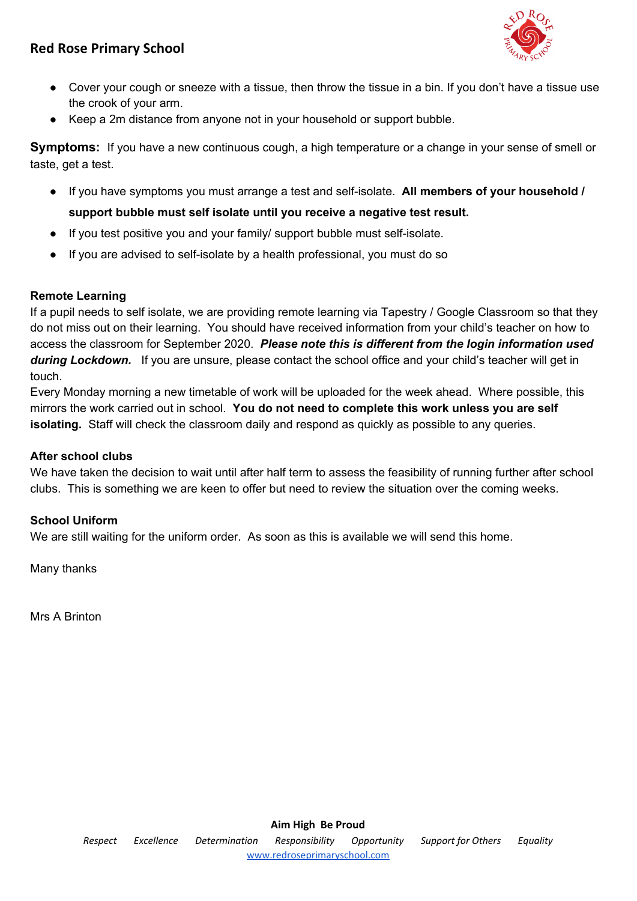- Cover your cough or sneeze with a tissue, then throw the tissue in a bin. If you don't have a tissue use the crook of your arm.
- Keep a 2m distance from anyone not in your household or support bubble.

**Symptoms:** If you have a new continuous cough, a high temperature or a change in your sense of smell or taste, get a test.

- If you have symptoms you must arrange a test and self-isolate. **All members of your household / support bubble must self isolate until you receive a negative test result.**
- If you test positive you and your family/ support bubble must self-isolate.
- If you are advised to self-isolate by a health professional, you must do so

**Remote Learning**

If a pupil needs to self isolate, we are providing remote learning via Tapestry / Google Classroom so that they do not miss out on their learning. You should have received information from your child's teacher on how to access the classroom for September 2020. ***Please note this is different from the login information used during Lockdown.*** If you are unsure, please contact the school office and your child's teacher will get in touch.

Every Monday morning a new timetable of work will be uploaded for the week ahead. Where possible, this mirrors the work carried out in school. **You do not need to complete this work unless you are self isolating.** Staff will check the classroom daily and respond as quickly as possible to any queries.

**After school clubs**

We have taken the decision to wait until after half term to assess the feasibility of running further after school clubs. This is something we are keen to offer but need to review the situation over the coming weeks.

**School Uniform**

We are still waiting for the uniform order. As soon as this is available we will send this home.

Many thanks

Mrs A Brinton